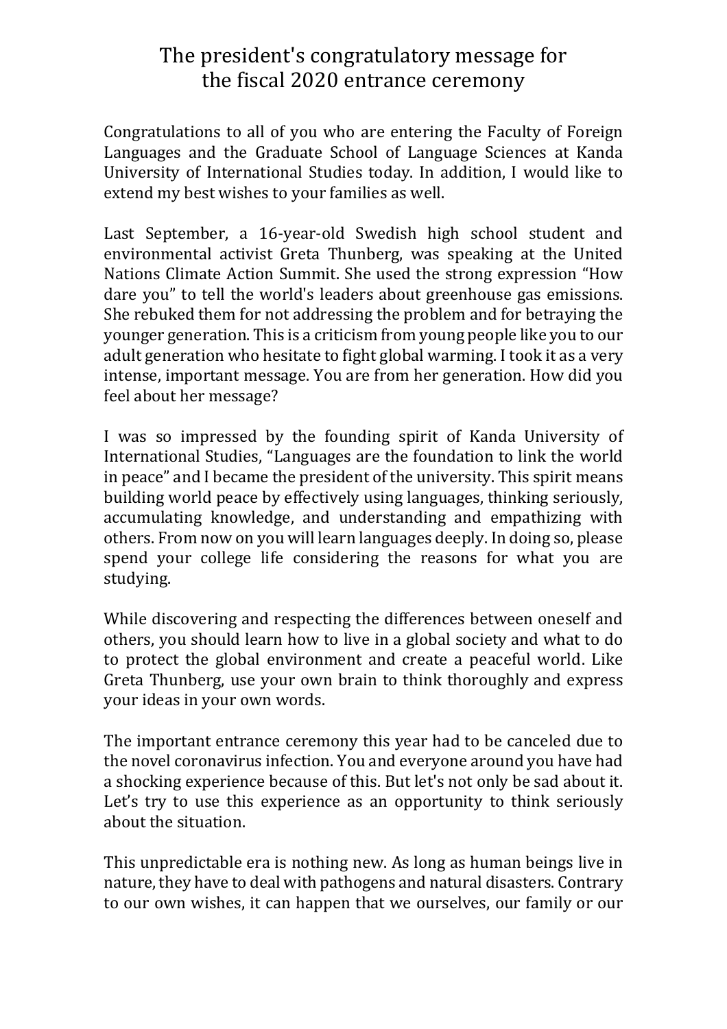# The president's congratulatory message for the fiscal 2020 entrance ceremony

Congratulations to all of you who are entering the Faculty of Foreign Languages and the Graduate School of Language Sciences at Kanda University of International Studies today. In addition, I would like to extend my best wishes to your families as well.

Last September, a 16-year-old Swedish high school student and environmental activist Greta Thunberg, was speaking at the United Nations Climate Action Summit. She used the strong expression "How dare you" to tell the world's leaders about greenhouse gas emissions. She rebuked them for not addressing the problem and for betraying the younger generation. This is a criticism from young people like you to our adult generation who hesitate to fight global warming. I took it as a very intense, important message. You are from her generation. How did you feel about her message?

I was so impressed by the founding spirit of Kanda University of International Studies, "Languages are the foundation to link the world in peace" and I became the president of the university. This spirit means building world peace by effectively using languages, thinking seriously, accumulating knowledge, and understanding and empathizing with others. From now on you will learn languages deeply. In doing so, please spend your college life considering the reasons for what you are studying.

While discovering and respecting the differences between oneself and others, you should learn how to live in a global society and what to do to protect the global environment and create a peaceful world. Like Greta Thunberg, use your own brain to think thoroughly and express your ideas in your own words.

The important entrance ceremony this year had to be canceled due to the novel coronavirus infection. You and everyone around you have had a shocking experience because of this. But let's not only be sad about it. Let's try to use this experience as an opportunity to think seriously about the situation.

This unpredictable era is nothing new. As long as human beings live in nature, they have to deal with pathogens and natural disasters. Contrary to our own wishes, it can happen that we ourselves, our family or our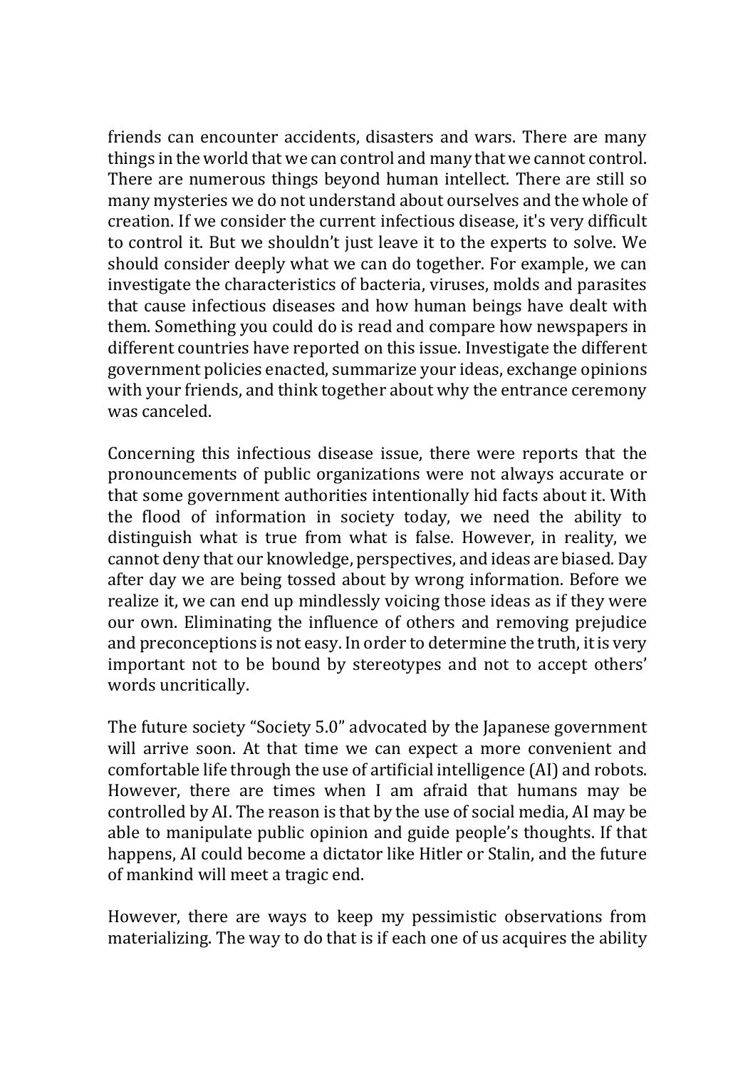friends can encounter accidents, disasters and wars. There are many things in the world that we can control and many that we cannot control. There are numerous things beyond human intellect. There are still so many mysteries we do not understand about ourselves and the whole of creation. If we consider the current infectious disease, it's very difficult to control it. But we shouldn't just leave it to the experts to solve. We should consider deeply what we can do together. For example, we can investigate the characteristics of bacteria, viruses, molds and parasites that cause infectious diseases and how human beings have dealt with them. Something you could do is read and compare how newspapers in different countries have reported on this issue. Investigate the different government policies enacted, summarize your ideas, exchange opinions with your friends, and think together about why the entrance ceremony was canceled.

Concerning this infectious disease issue, there were reports that the pronouncements of public organizations were not always accurate or that some government authorities intentionally hid facts about it. With the flood of information in society today, we need the ability to distinguish what is true from what is false. However, in reality, we cannot deny that our knowledge, perspectives, and ideas are biased. Day after day we are being tossed about by wrong information. Before we realize it, we can end up mindlessly voicing those ideas as if they were our own. Eliminating the influence of others and removing prejudice and preconceptions is not easy. In order to determine the truth, it is very important not to be bound by stereotypes and not to accept others' words uncritically.

The future society "Society 5.0" advocated by the Japanese government will arrive soon. At that time we can expect a more convenient and comfortable life through the use of artificial intelligence (AI) and robots. However, there are times when I am afraid that humans may be controlled by AI. The reason is that by the use of social media, AI may be able to manipulate public opinion and guide people's thoughts. If that happens, AI could become a dictator like Hitler or Stalin, and the future of mankind will meet a tragic end.

However, there are ways to keep my pessimistic observations from materializing. The way to do that is if each one of us acquires the ability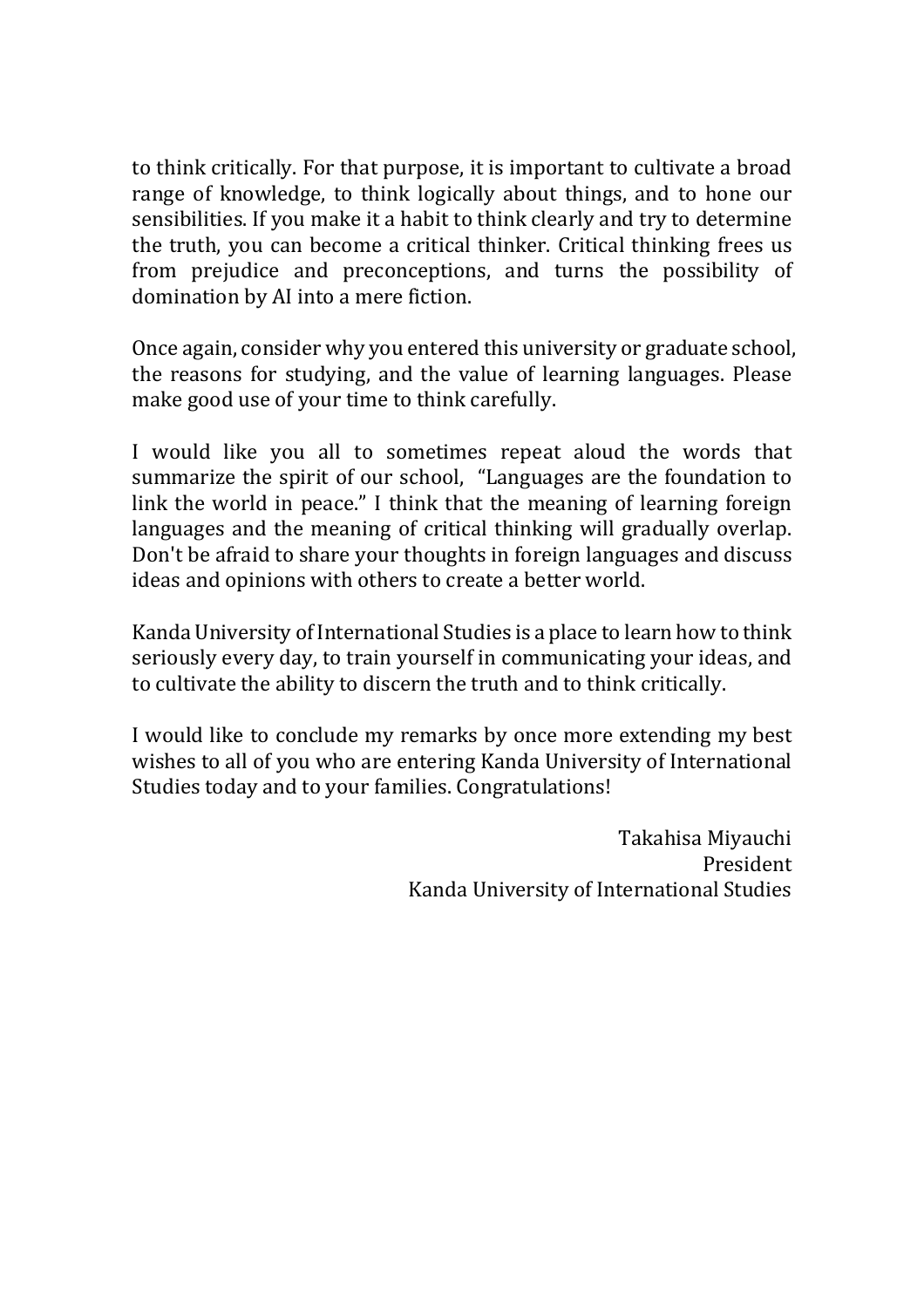to think critically. For that purpose, it is important to cultivate a broad range of knowledge, to think logically about things, and to hone our sensibilities. If you make it a habit to think clearly and try to determine the truth, you can become a critical thinker. Critical thinking frees us from prejudice and preconceptions, and turns the possibility of domination by AI into a mere fiction.

Once again, consider why you entered this university or graduate school, the reasons for studying, and the value of learning languages. Please make good use of your time to think carefully.

I would like you all to sometimes repeat aloud the words that summarize the spirit of our school, "Languages are the foundation to link the world in peace." I think that the meaning of learning foreign languages and the meaning of critical thinking will gradually overlap. Don't be afraid to share your thoughts in foreign languages and discuss ideas and opinions with others to create a better world.

Kanda University of International Studies is a place to learn how to think seriously every day, to train yourself in communicating your ideas, and to cultivate the ability to discern the truth and to think critically.

I would like to conclude my remarks by once more extending my best wishes to all of you who are entering Kanda University of International Studies today and to your families. Congratulations!

Takahisa Miyauchi
President
Kanda University of International Studies